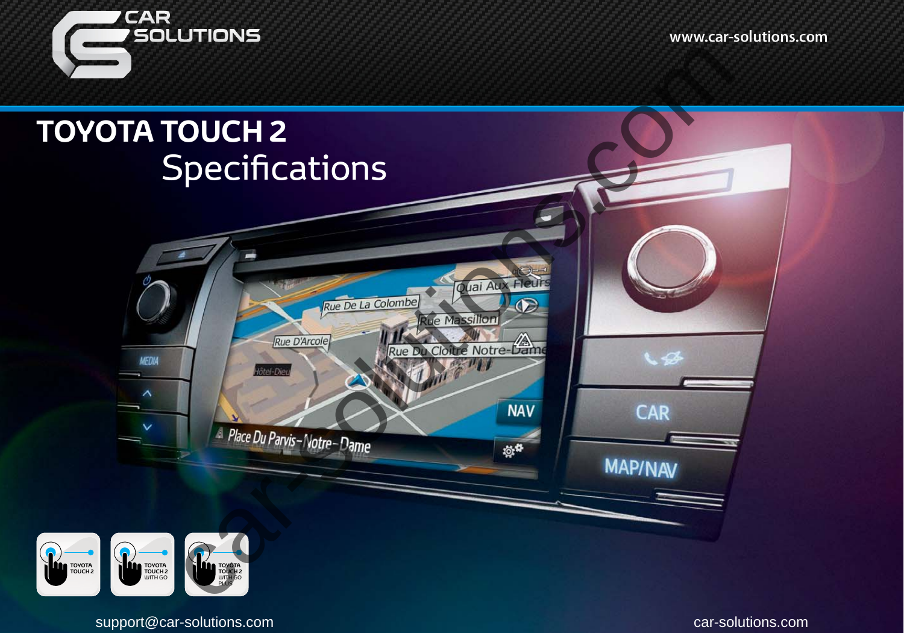CAR SOLUTIONS

www.car-solutions.com

# TOYOTA TOUCH 2
## Specifications

TOYOTA TOUCH 2

TOYOTA TOUCH 2 WITH GO

TOYOTA TOUCH 2 WITH GO PLUS

support@car-solutions.com

car-solutions.com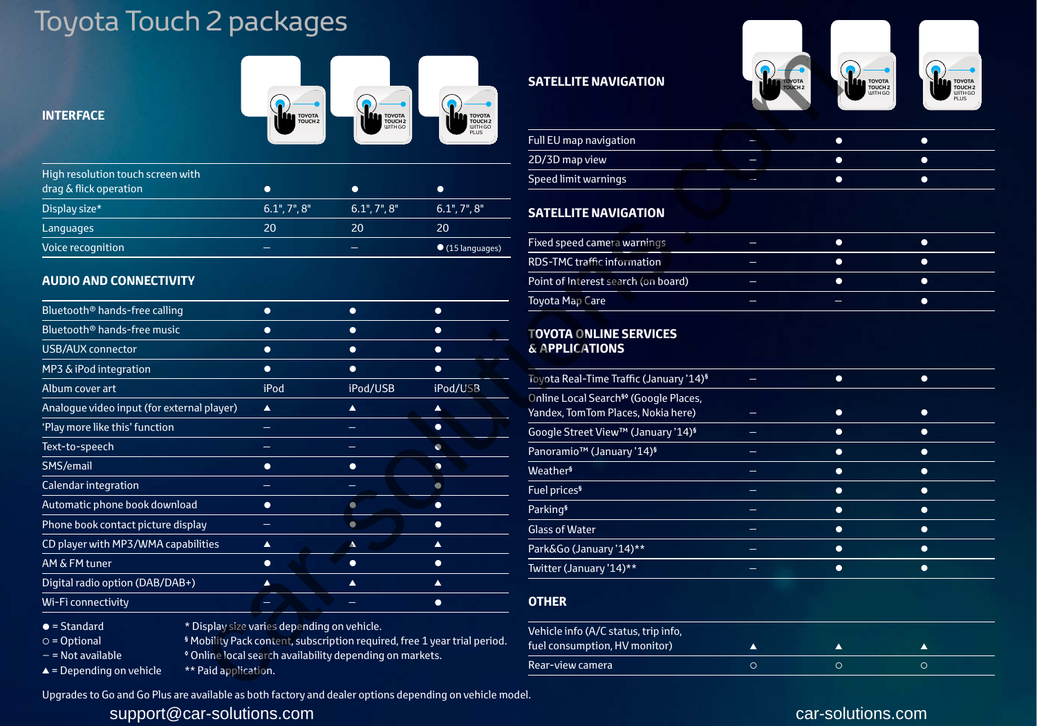# Toyota Touch 2 packages

## INTERFACE

| | TOYOTA TOUCH 2 | TOYOTA TOUCH 2 WITH GO | TOYOTA TOUCH 2 WITH GO PLUS |
|---|---|---|---|
| High resolution touch screen with drag & flick operation | ● | ● | ● |
| Display size* | 6.1", 7", 8" | 6.1", 7", 8" | 6.1", 7", 8" |
| Languages | 20 | 20 | 20 |
| Voice recognition | – | – | ● (15 languages) |

## AUDIO AND CONNECTIVITY

| | TOYOTA TOUCH 2 | TOYOTA TOUCH 2 WITH GO | TOYOTA TOUCH 2 WITH GO PLUS |
|---|---|---|---|
| Bluetooth® hands-free calling | ● | ● | ● |
| Bluetooth® hands-free music | ● | ● | ● |
| USB/AUX connector | ● | ● | ● |
| MP3 & iPod integration | ● | ● | ● |
| Album cover art | iPod | iPod/USB | iPod/USB |
| Analogue video input (for external player) | ▲ | ▲ | ▲ |
| 'Play more like this' function | – | – | ● |
| Text-to-speech | – | – | ● |
| SMS/email | ● | ● | ● |
| Calendar integration | – | – | ● |
| Automatic phone book download | ● | ● | ● |
| Phone book contact picture display | – | ● | ● |
| CD player with MP3/WMA capabilities | ▲ | ▲ | ▲ |
| AM & FM tuner | ● | ● | ● |
| Digital radio option (DAB/DAB+) | ▲ | ▲ | ▲ |
| Wi-Fi connectivity | – | – | ● |

● = Standard
○ = Optional
– = Not available
▲ = Depending on vehicle

\* Display size varies depending on vehicle.
§ Mobility Pack content, subscription required, free 1 year trial period.
° Online local search availability depending on markets.
** Paid application.

## SATELLITE NAVIGATION

| | TOYOTA TOUCH 2 | TOYOTA TOUCH 2 WITH GO | TOYOTA TOUCH 2 WITH GO PLUS |
|---|---|---|---|
| Full EU map navigation | – | ● | ● |
| 2D/3D map view | – | ● | ● |
| Speed limit warnings | – | ● | ● |

## SATELLITE NAVIGATION

| | TOYOTA TOUCH 2 | TOYOTA TOUCH 2 WITH GO | TOYOTA TOUCH 2 WITH GO PLUS |
|---|---|---|---|
| Fixed speed camera warnings | – | ● | ● |
| RDS-TMC traffic information | – | ● | ● |
| Point of Interest search (on board) | – | ● | ● |
| Toyota Map Care | – | – | ● |

## TOYOTA ONLINE SERVICES & APPLICATIONS

| | TOYOTA TOUCH 2 | TOYOTA TOUCH 2 WITH GO | TOYOTA TOUCH 2 WITH GO PLUS |
|---|---|---|---|
| Toyota Real-Time Traffic (January '14)§ | – | ● | ● |
| Online Local Search§° (Google Places, Yandex, TomTom Places, Nokia here) | – | ● | ● |
| Google Street View™ (January '14)§ | – | ● | ● |
| Panoramio™ (January '14)§ | – | ● | ● |
| Weather§ | – | ● | ● |
| Fuel prices§ | – | ● | ● |
| Parking§ | – | ● | ● |
| Glass of Water | – | ● | ● |
| Park&Go (January '14)** | – | ● | ● |
| Twitter (January '14)** | – | ● | ● |

## OTHER

| | TOYOTA TOUCH 2 | TOYOTA TOUCH 2 WITH GO | TOYOTA TOUCH 2 WITH GO PLUS |
|---|---|---|---|
| Vehicle info (A/C status, trip info, fuel consumption, HV monitor) | ▲ | ▲ | ▲ |
| Rear-view camera | ○ | ○ | ○ |

Upgrades to Go and Go Plus are available as both factory and dealer options depending on vehicle model.

support@car-solutions.com car-solutions.com